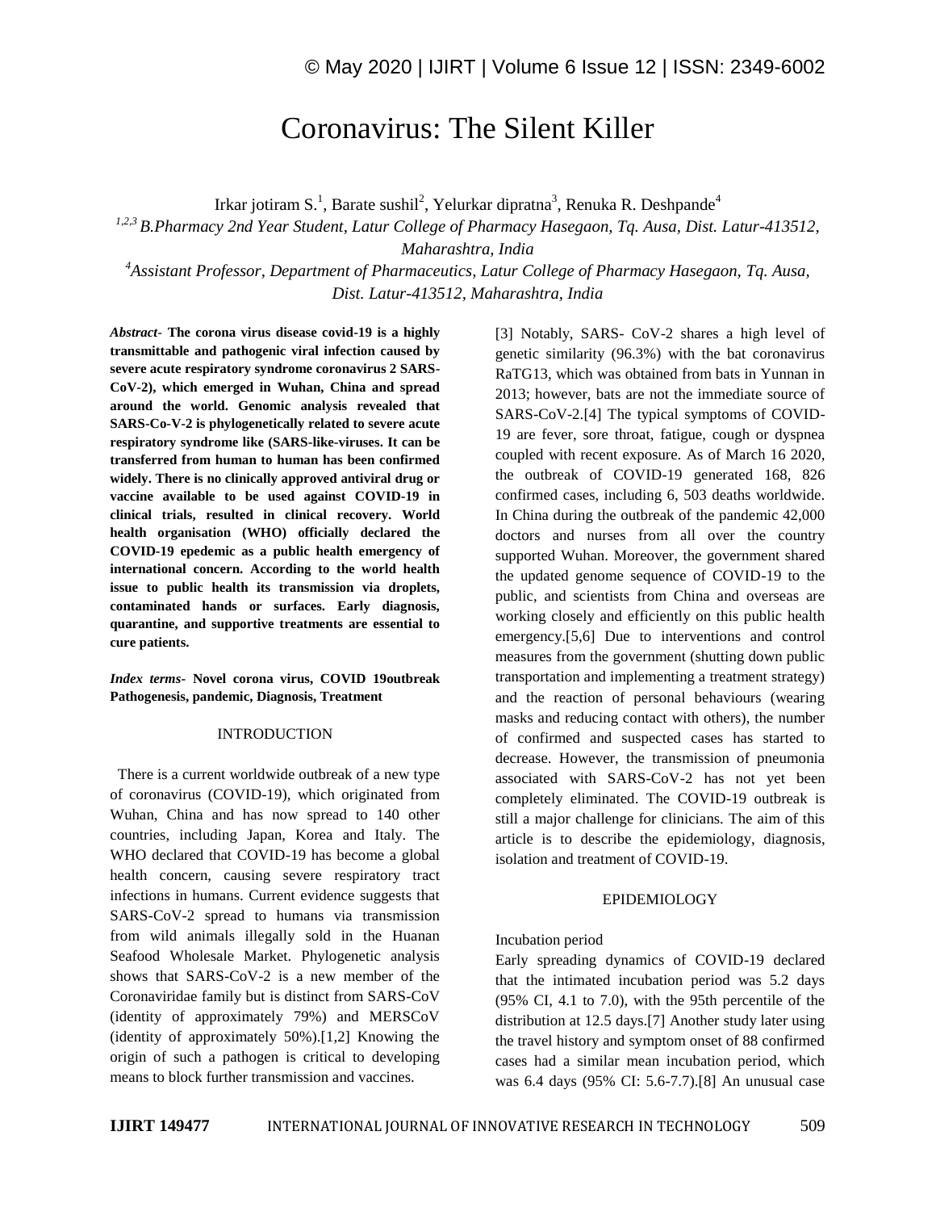# Coronavirus: The Silent Killer

Irkar jotiram S.[1], Barate sushil[2], Yelurkar dipratna[3], Renuka R. Deshpande[4]

*[1,2,3] B.Pharmacy 2nd Year Student, Latur College of Pharmacy Hasegaon, Tq. Ausa, Dist. Latur-413512, Maharashtra, India*

*[4] Assistant Professor, Department of Pharmaceutics, Latur College of Pharmacy Hasegaon, Tq. Ausa, Dist. Latur-413512, Maharashtra, India*

***Abstract-* The corona virus disease covid-19 is a highly transmittable and pathogenic viral infection caused by severe acute respiratory syndrome coronavirus 2 SARS-CoV-2), which emerged in Wuhan, China and spread around the world. Genomic analysis revealed that SARS-Co-V-2 is phylogenetically related to severe acute respiratory syndrome like (SARS-like-viruses. It can be transferred from human to human has been confirmed widely. There is no clinically approved antiviral drug or vaccine available to be used against COVID-19 in clinical trials, resulted in clinical recovery. World health organisation (WHO) officially declared the COVID-19 epedemic as a public health emergency of international concern. According to the world health issue to public health its transmission via droplets, contaminated hands or surfaces. Early diagnosis, quarantine, and supportive treatments are essential to cure patients.**

***Index terms-* Novel corona virus, COVID 19outbreak Pathogenesis, pandemic, Diagnosis, Treatment**

## INTRODUCTION

There is a current worldwide outbreak of a new type of coronavirus (COVID-19), which originated from Wuhan, China and has now spread to 140 other countries, including Japan, Korea and Italy. The WHO declared that COVID-19 has become a global health concern, causing severe respiratory tract infections in humans. Current evidence suggests that SARS-CoV-2 spread to humans via transmission from wild animals illegally sold in the Huanan Seafood Wholesale Market. Phylogenetic analysis shows that SARS-CoV-2 is a new member of the Coronaviridae family but is distinct from SARS-CoV (identity of approximately 79%) and MERSCoV (identity of approximately 50%).[1,2] Knowing the origin of such a pathogen is critical to developing means to block further transmission and vaccines.[3] Notably, SARS- CoV-2 shares a high level of genetic similarity (96.3%) with the bat coronavirus RaTG13, which was obtained from bats in Yunnan in 2013; however, bats are not the immediate source of SARS-CoV-2.[4] The typical symptoms of COVID-19 are fever, sore throat, fatigue, cough or dyspnea coupled with recent exposure. As of March 16 2020, the outbreak of COVID-19 generated 168, 826 confirmed cases, including 6, 503 deaths worldwide. In China during the outbreak of the pandemic 42,000 doctors and nurses from all over the country supported Wuhan. Moreover, the government shared the updated genome sequence of COVID-19 to the public, and scientists from China and overseas are working closely and efficiently on this public health emergency.[5,6] Due to interventions and control measures from the government (shutting down public transportation and implementing a treatment strategy) and the reaction of personal behaviours (wearing masks and reducing contact with others), the number of confirmed and suspected cases has started to decrease. However, the transmission of pneumonia associated with SARS-CoV-2 has not yet been completely eliminated. The COVID-19 outbreak is still a major challenge for clinicians. The aim of this article is to describe the epidemiology, diagnosis, isolation and treatment of COVID-19.

## EPIDEMIOLOGY

### Incubation period

Early spreading dynamics of COVID-19 declared that the intimated incubation period was 5.2 days (95% CI, 4.1 to 7.0), with the 95th percentile of the distribution at 12.5 days.[7] Another study later using the travel history and symptom onset of 88 confirmed cases had a similar mean incubation period, which was 6.4 days (95% CI: 5.6-7.7).[8] An unusual case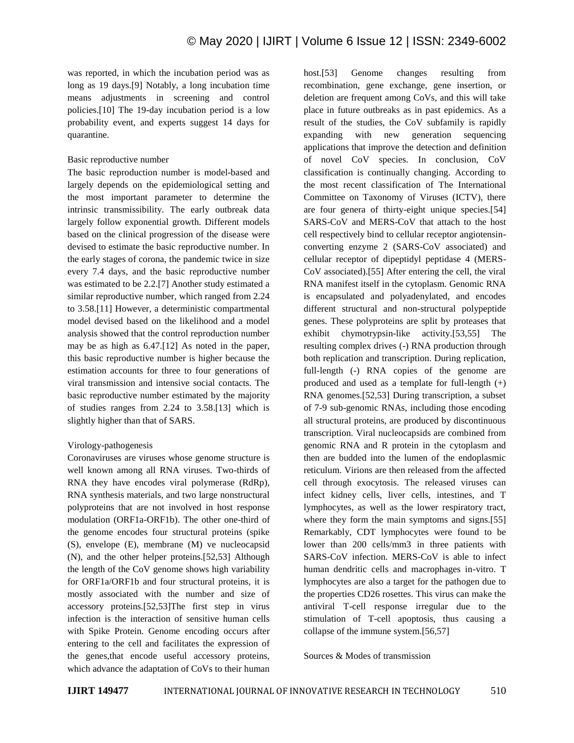was reported, in which the incubation period was as long as 19 days.[9] Notably, a long incubation time means adjustments in screening and control policies.[10] The 19-day incubation period is a low probability event, and experts suggest 14 days for quarantine.

### Basic reproductive number

The basic reproduction number is model-based and largely depends on the epidemiological setting and the most important parameter to determine the intrinsic transmissibility. The early outbreak data largely follow exponential growth. Different models based on the clinical progression of the disease were devised to estimate the basic reproductive number. In the early stages of corona, the pandemic twice in size every 7.4 days, and the basic reproductive number was estimated to be 2.2.[7] Another study estimated a similar reproductive number, which ranged from 2.24 to 3.58.[11] However, a deterministic compartmental model devised based on the likelihood and a model analysis showed that the control reproduction number may be as high as 6.47.[12] As noted in the paper, this basic reproductive number is higher because the estimation accounts for three to four generations of viral transmission and intensive social contacts. The basic reproductive number estimated by the majority of studies ranges from 2.24 to 3.58.[13] which is slightly higher than that of SARS.

### Virology-pathogenesis

Coronaviruses are viruses whose genome structure is well known among all RNA viruses. Two-thirds of RNA they have encodes viral polymerase (RdRp), RNA synthesis materials, and two large nonstructural polyproteins that are not involved in host response modulation (ORF1a-ORF1b). The other one-third of the genome encodes four structural proteins (spike (S), envelope (E), membrane (M) ve nucleocapsid (N), and the other helper proteins.[52,53] Although the length of the CoV genome shows high variability for ORF1a/ORF1b and four structural proteins, it is mostly associated with the number and size of accessory proteins.[52,53]The first step in virus infection is the interaction of sensitive human cells with Spike Protein. Genome encoding occurs after entering to the cell and facilitates the expression of the genes,that encode useful accessory proteins, which advance the adaptation of CoVs to their human host.[53] Genome changes resulting from recombination, gene exchange, gene insertion, or deletion are frequent among CoVs, and this will take place in future outbreaks as in past epidemics. As a result of the studies, the CoV subfamily is rapidly expanding with new generation sequencing applications that improve the detection and definition of novel CoV species. In conclusion, CoV classification is continually changing. According to the most recent classification of The International Committee on Taxonomy of Viruses (ICTV), there are four genera of thirty-eight unique species.[54] SARS-CoV and MERS-CoV that attach to the host cell respectively bind to cellular receptor angiotensin-converting enzyme 2 (SARS-CoV associated) and cellular receptor of dipeptidyl peptidase 4 (MERS-CoV associated).[55] After entering the cell, the viral RNA manifest itself in the cytoplasm. Genomic RNA is encapsulated and polyadenylated, and encodes different structural and non-structural polypeptide genes. These polyproteins are split by proteases that exhibit chymotrypsin-like activity.[53,55] The resulting complex drives (-) RNA production through both replication and transcription. During replication, full-length (-) RNA copies of the genome are produced and used as a template for full-length (+) RNA genomes.[52,53] During transcription, a subset of 7-9 sub-genomic RNAs, including those encoding all structural proteins, are produced by discontinuous transcription. Viral nucleocapsids are combined from genomic RNA and R protein in the cytoplasm and then are budded into the lumen of the endoplasmic reticulum. Virions are then released from the affected cell through exocytosis. The released viruses can infect kidney cells, liver cells, intestines, and T lymphocytes, as well as the lower respiratory tract, where they form the main symptoms and signs.[55] Remarkably, CDT lymphocytes were found to be lower than 200 cells/mm3 in three patients with SARS-CoV infection. MERS-CoV is able to infect human dendritic cells and macrophages in-vitro. T lymphocytes are also a target for the pathogen due to the properties CD26 rosettes. This virus can make the antiviral T-cell response irregular due to the stimulation of T-cell apoptosis, thus causing a collapse of the immune system.[56,57]

### Sources & Modes of transmission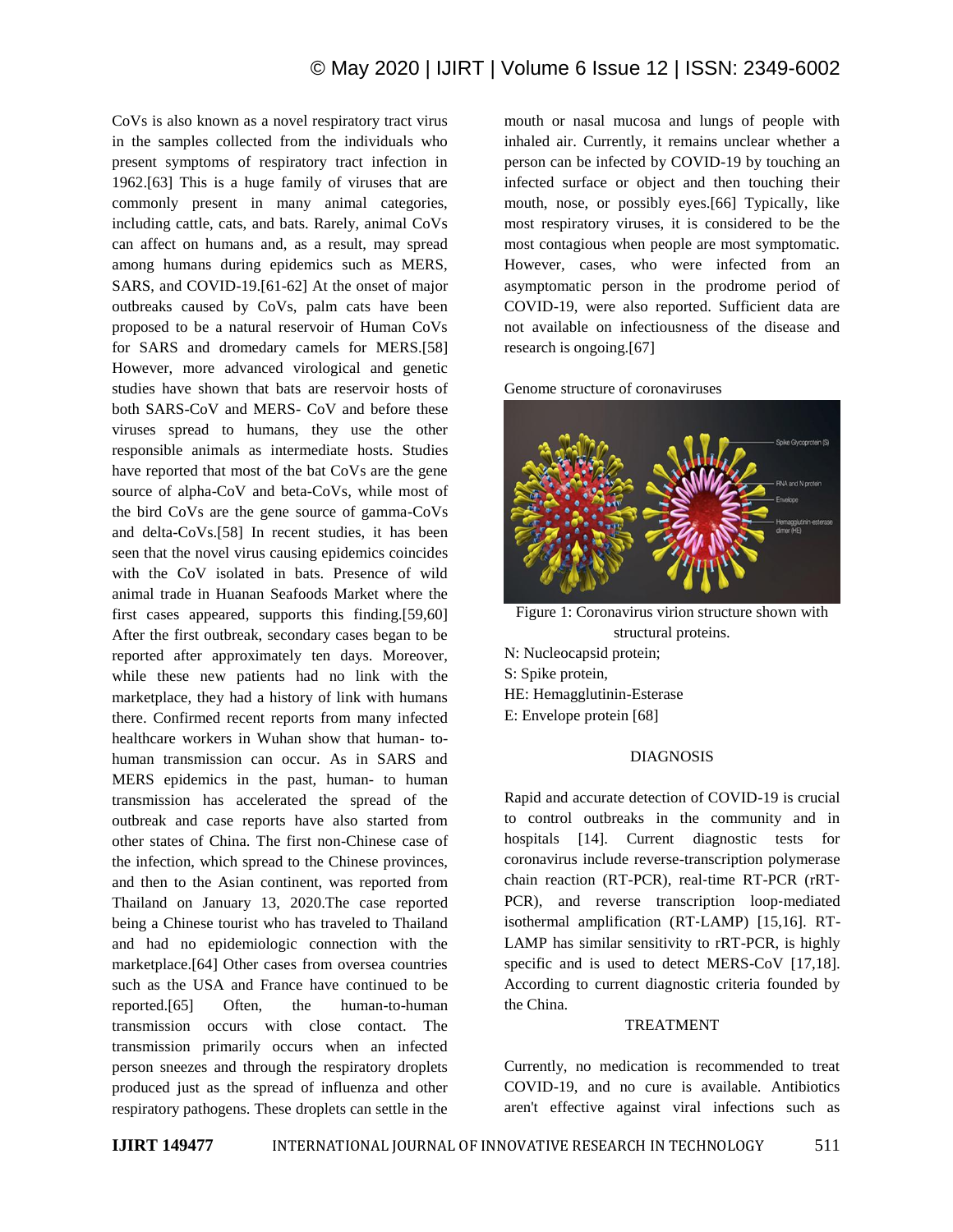CoVs is also known as a novel respiratory tract virus in the samples collected from the individuals who present symptoms of respiratory tract infection in 1962.[63] This is a huge family of viruses that are commonly present in many animal categories, including cattle, cats, and bats. Rarely, animal CoVs can affect on humans and, as a result, may spread among humans during epidemics such as MERS, SARS, and COVID-19.[61-62] At the onset of major outbreaks caused by CoVs, palm cats have been proposed to be a natural reservoir of Human CoVs for SARS and dromedary camels for MERS.[58] However, more advanced virological and genetic studies have shown that bats are reservoir hosts of both SARS-CoV and MERS- CoV and before these viruses spread to humans, they use the other responsible animals as intermediate hosts. Studies have reported that most of the bat CoVs are the gene source of alpha-CoV and beta-CoVs, while most of the bird CoVs are the gene source of gamma-CoVs and delta-CoVs.[58] In recent studies, it has been seen that the novel virus causing epidemics coincides with the CoV isolated in bats. Presence of wild animal trade in Huanan Seafoods Market where the first cases appeared, supports this finding.[59,60] After the first outbreak, secondary cases began to be reported after approximately ten days. Moreover, while these new patients had no link with the marketplace, they had a history of link with humans there. Confirmed recent reports from many infected healthcare workers in Wuhan show that human- to-human transmission can occur. As in SARS and MERS epidemics in the past, human- to human transmission has accelerated the spread of the outbreak and case reports have also started from other states of China. The first non-Chinese case of the infection, which spread to the Chinese provinces, and then to the Asian continent, was reported from Thailand on January 13, 2020.The case reported being a Chinese tourist who has traveled to Thailand and had no epidemiologic connection with the marketplace.[64] Other cases from oversea countries such as the USA and France have continued to be reported.[65] Often, the human-to-human transmission occurs with close contact. The transmission primarily occurs when an infected person sneezes and through the respiratory droplets produced just as the spread of influenza and other respiratory pathogens. These droplets can settle in the mouth or nasal mucosa and lungs of people with inhaled air. Currently, it remains unclear whether a person can be infected by COVID-19 by touching an infected surface or object and then touching their mouth, nose, or possibly eyes.[66] Typically, like most respiratory viruses, it is considered to be the most contagious when people are most symptomatic. However, cases, who were infected from an asymptomatic person in the prodrome period of COVID-19, were also reported. Sufficient data are not available on infectiousness of the disease and research is ongoing.[67]

Genome structure of coronaviruses

Figure 1: Coronavirus virion structure shown with structural proteins.

N: Nucleocapsid protein;
S: Spike protein,
HE: Hemagglutinin-Esterase
E: Envelope protein [68]

## DIAGNOSIS

Rapid and accurate detection of COVID-19 is crucial to control outbreaks in the community and in hospitals [14]. Current diagnostic tests for coronavirus include reverse-transcription polymerase chain reaction (RT-PCR), real-time RT-PCR (rRT-PCR), and reverse transcription loop-mediated isothermal amplification (RT-LAMP) [15,16]. RT-LAMP has similar sensitivity to rRT-PCR, is highly specific and is used to detect MERS-CoV [17,18]. According to current diagnostic criteria founded by the China.

## TREATMENT

Currently, no medication is recommended to treat COVID-19, and no cure is available. Antibiotics aren't effective against viral infections such as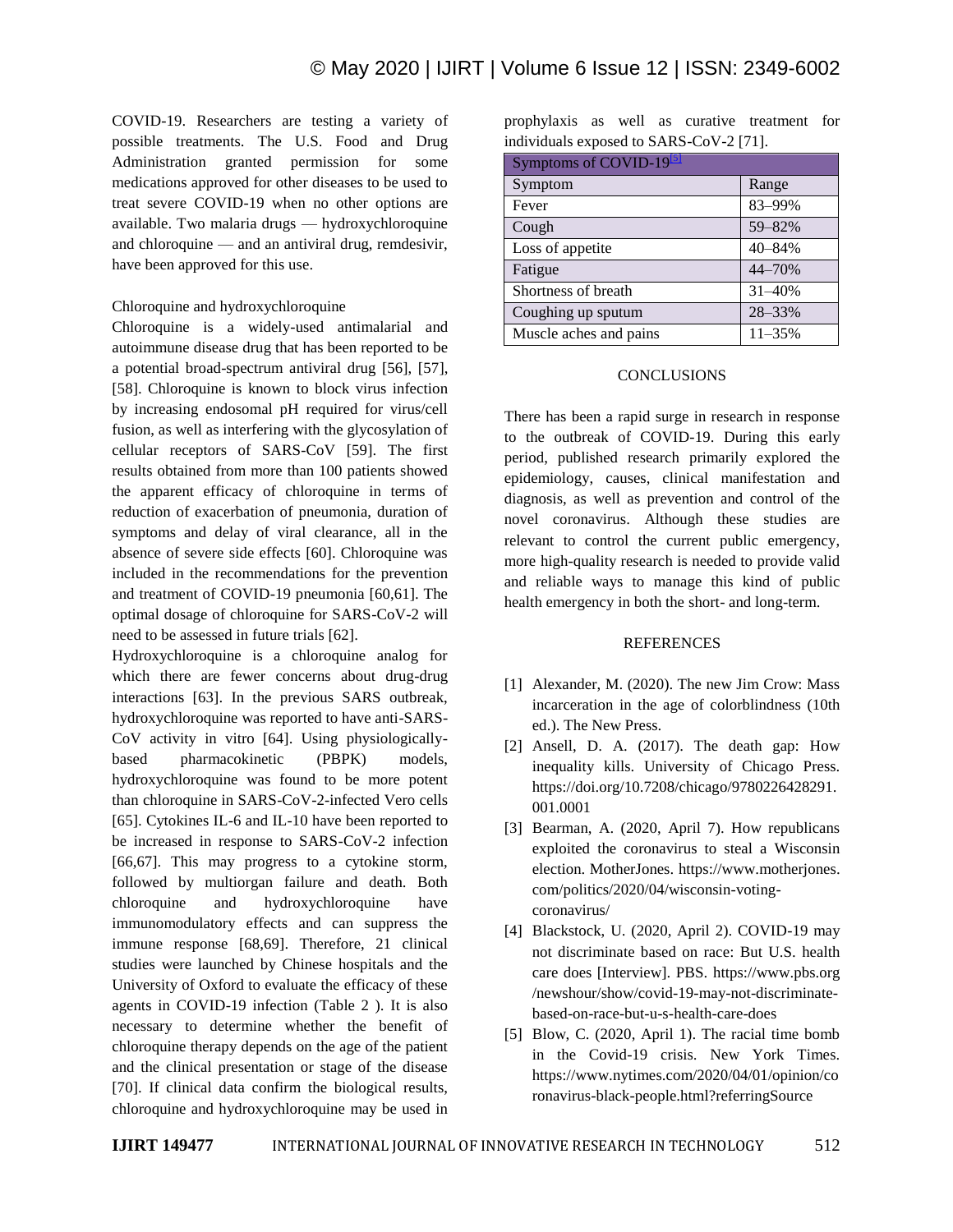COVID-19. Researchers are testing a variety of possible treatments. The U.S. Food and Drug Administration granted permission for some medications approved for other diseases to be used to treat severe COVID-19 when no other options are available. Two malaria drugs — hydroxychloroquine and chloroquine — and an antiviral drug, remdesivir, have been approved for this use.

Chloroquine and hydroxychloroquine

Chloroquine is a widely-used antimalarial and autoimmune disease drug that has been reported to be a potential broad-spectrum antiviral drug [56], [57], [58]. Chloroquine is known to block virus infection by increasing endosomal pH required for virus/cell fusion, as well as interfering with the glycosylation of cellular receptors of SARS-CoV [59]. The first results obtained from more than 100 patients showed the apparent efficacy of chloroquine in terms of reduction of exacerbation of pneumonia, duration of symptoms and delay of viral clearance, all in the absence of severe side effects [60]. Chloroquine was included in the recommendations for the prevention and treatment of COVID-19 pneumonia [60,61]. The optimal dosage of chloroquine for SARS-CoV-2 will need to be assessed in future trials [62].

Hydroxychloroquine is a chloroquine analog for which there are fewer concerns about drug-drug interactions [63]. In the previous SARS outbreak, hydroxychloroquine was reported to have anti-SARS-CoV activity in vitro [64]. Using physiologically-based pharmacokinetic (PBPK) models, hydroxychloroquine was found to be more potent than chloroquine in SARS-CoV-2-infected Vero cells [65]. Cytokines IL-6 and IL-10 have been reported to be increased in response to SARS-CoV-2 infection [66,67]. This may progress to a cytokine storm, followed by multiorgan failure and death. Both chloroquine and hydroxychloroquine have immunomodulatory effects and can suppress the immune response [68,69]. Therefore, 21 clinical studies were launched by Chinese hospitals and the University of Oxford to evaluate the efficacy of these agents in COVID-19 infection (Table 2 ). It is also necessary to determine whether the benefit of chloroquine therapy depends on the age of the patient and the clinical presentation or stage of the disease [70]. If clinical data confirm the biological results, chloroquine and hydroxychloroquine may be used in prophylaxis as well as curative treatment for individuals exposed to SARS-CoV-2 [71].

| Symptoms of COVID-19[5] | |
|---|---|
| Symptom | Range |
| Fever | 83–99% |
| Cough | 59–82% |
| Loss of appetite | 40–84% |
| Fatigue | 44–70% |
| Shortness of breath | 31–40% |
| Coughing up sputum | 28–33% |
| Muscle aches and pains | 11–35% |

## CONCLUSIONS

There has been a rapid surge in research in response to the outbreak of COVID-19. During this early period, published research primarily explored the epidemiology, causes, clinical manifestation and diagnosis, as well as prevention and control of the novel coronavirus. Although these studies are relevant to control the current public emergency, more high-quality research is needed to provide valid and reliable ways to manage this kind of public health emergency in both the short- and long-term.

## REFERENCES

[1] Alexander, M. (2020). The new Jim Crow: Mass incarceration in the age of colorblindness (10th ed.). The New Press.

[2] Ansell, D. A. (2017). The death gap: How inequality kills. University of Chicago Press. https://doi.org/10.7208/chicago/9780226428291.001.0001

[3] Bearman, A. (2020, April 7). How republicans exploited the coronavirus to steal a Wisconsin election. MotherJones. https://www.motherjones.com/politics/2020/04/wisconsin-voting-coronavirus/

[4] Blackstock, U. (2020, April 2). COVID-19 may not discriminate based on race: But U.S. health care does [Interview]. PBS. https://www.pbs.org/newshour/show/covid-19-may-not-discriminate-based-on-race-but-u-s-health-care-does

[5] Blow, C. (2020, April 1). The racial time bomb in the Covid-19 crisis. New York Times. https://www.nytimes.com/2020/04/01/opinion/coronavirus-black-people.html?referringSource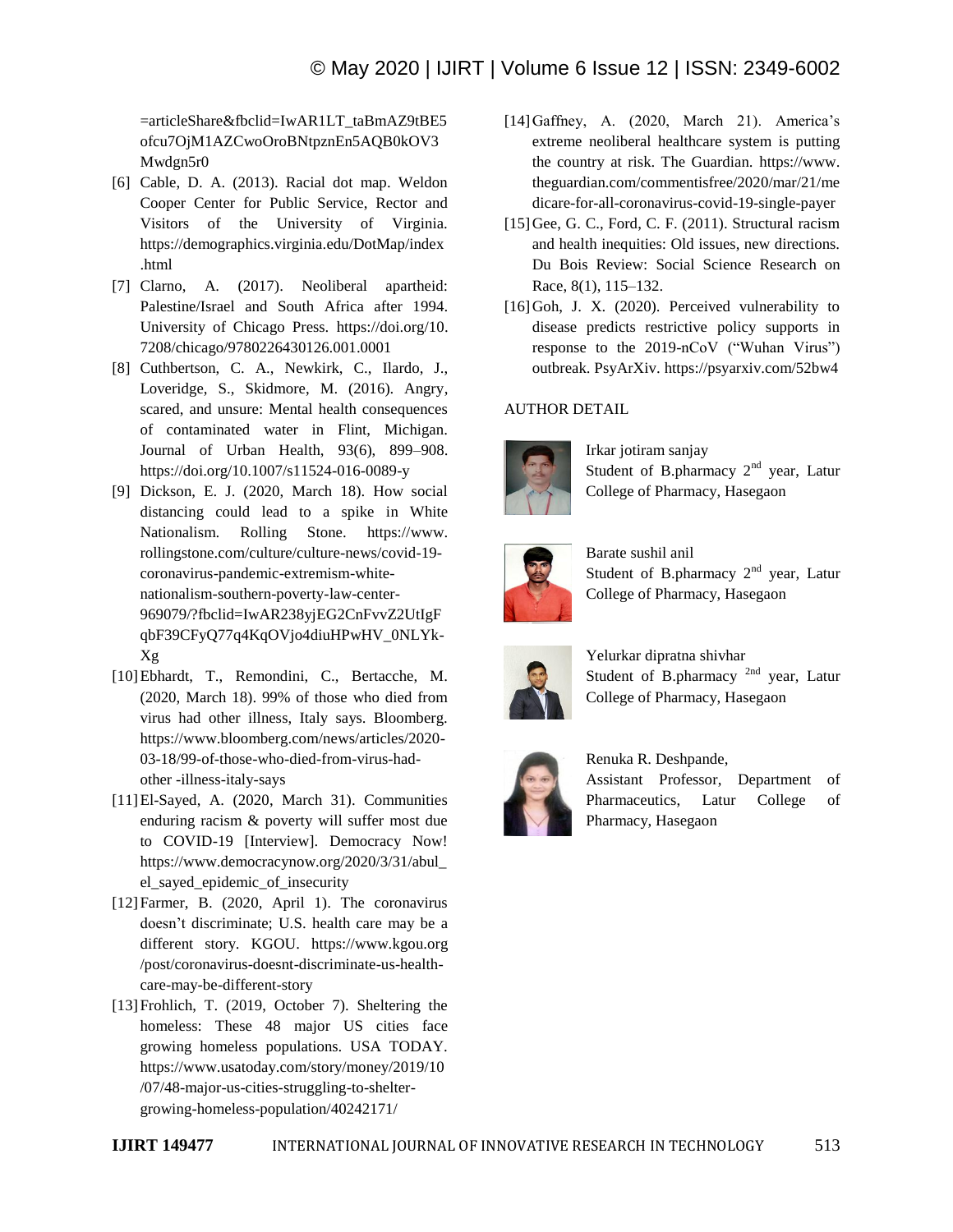=articleShare&fbclid=IwAR1LT_taBmAZ9tBE5ofcu7OjM1AZCwoOroBNtpznEn5AQB0kOV3Mwdgn5r0

[6] Cable, D. A. (2013). Racial dot map. Weldon Cooper Center for Public Service, Rector and Visitors of the University of Virginia. https://demographics.virginia.edu/DotMap/index.html

[7] Clarno, A. (2017). Neoliberal apartheid: Palestine/Israel and South Africa after 1994. University of Chicago Press. https://doi.org/10.7208/chicago/9780226430126.001.0001

[8] Cuthbertson, C. A., Newkirk, C., Ilardo, J., Loveridge, S., Skidmore, M. (2016). Angry, scared, and unsure: Mental health consequences of contaminated water in Flint, Michigan. Journal of Urban Health, 93(6), 899–908. https://doi.org/10.1007/s11524-016-0089-y

[9] Dickson, E. J. (2020, March 18). How social distancing could lead to a spike in White Nationalism. Rolling Stone. https://www.rollingstone.com/culture/culture-news/covid-19-coronavirus-pandemic-extremism-white-nationalism-southern-poverty-law-center-969079/?fbclid=IwAR238yjEG2CnFvvZ2UtIgFqbF39CFyQ77q4KqOVjo4diuHPwHV_0NLYk-Xg

[10] Ebhardt, T., Remondini, C., Bertacche, M. (2020, March 18). 99% of those who died from virus had other illness, Italy says. Bloomberg. https://www.bloomberg.com/news/articles/2020-03-18/99-of-those-who-died-from-virus-had-other -illness-italy-says

[11] El-Sayed, A. (2020, March 31). Communities enduring racism & poverty will suffer most due to COVID-19 [Interview]. Democracy Now! https://www.democracynow.org/2020/3/31/abul_el_sayed_epidemic_of_insecurity

[12] Farmer, B. (2020, April 1). The coronavirus doesn't discriminate; U.S. health care may be a different story. KGOU. https://www.kgou.org/post/coronavirus-doesnt-discriminate-us-health-care-may-be-different-story

[13] Frohlich, T. (2019, October 7). Sheltering the homeless: These 48 major US cities face growing homeless populations. USA TODAY. https://www.usatoday.com/story/money/2019/10/07/48-major-us-cities-struggling-to-shelter-growing-homeless-population/40242171/

[14] Gaffney, A. (2020, March 21). America's extreme neoliberal healthcare system is putting the country at risk. The Guardian. https://www.theguardian.com/commentisfree/2020/mar/21/medicare-for-all-coronavirus-covid-19-single-payer

[15] Gee, G. C., Ford, C. F. (2011). Structural racism and health inequities: Old issues, new directions. Du Bois Review: Social Science Research on Race, 8(1), 115–132.

[16] Goh, J. X. (2020). Perceived vulnerability to disease predicts restrictive policy supports in response to the 2019-nCoV ("Wuhan Virus") outbreak. PsyArXiv. https://psyarxiv.com/52bw4

AUTHOR DETAIL

Irkar jotiram sanjay
Student of B.pharmacy 2nd year, Latur College of Pharmacy, Hasegaon

Barate sushil anil
Student of B.pharmacy 2nd year, Latur College of Pharmacy, Hasegaon

Yelurkar dipratna shivhar
Student of B.pharmacy 2nd year, Latur College of Pharmacy, Hasegaon

Renuka R. Deshpande,
Assistant Professor, Department of Pharmaceutics, Latur College of Pharmacy, Hasegaon